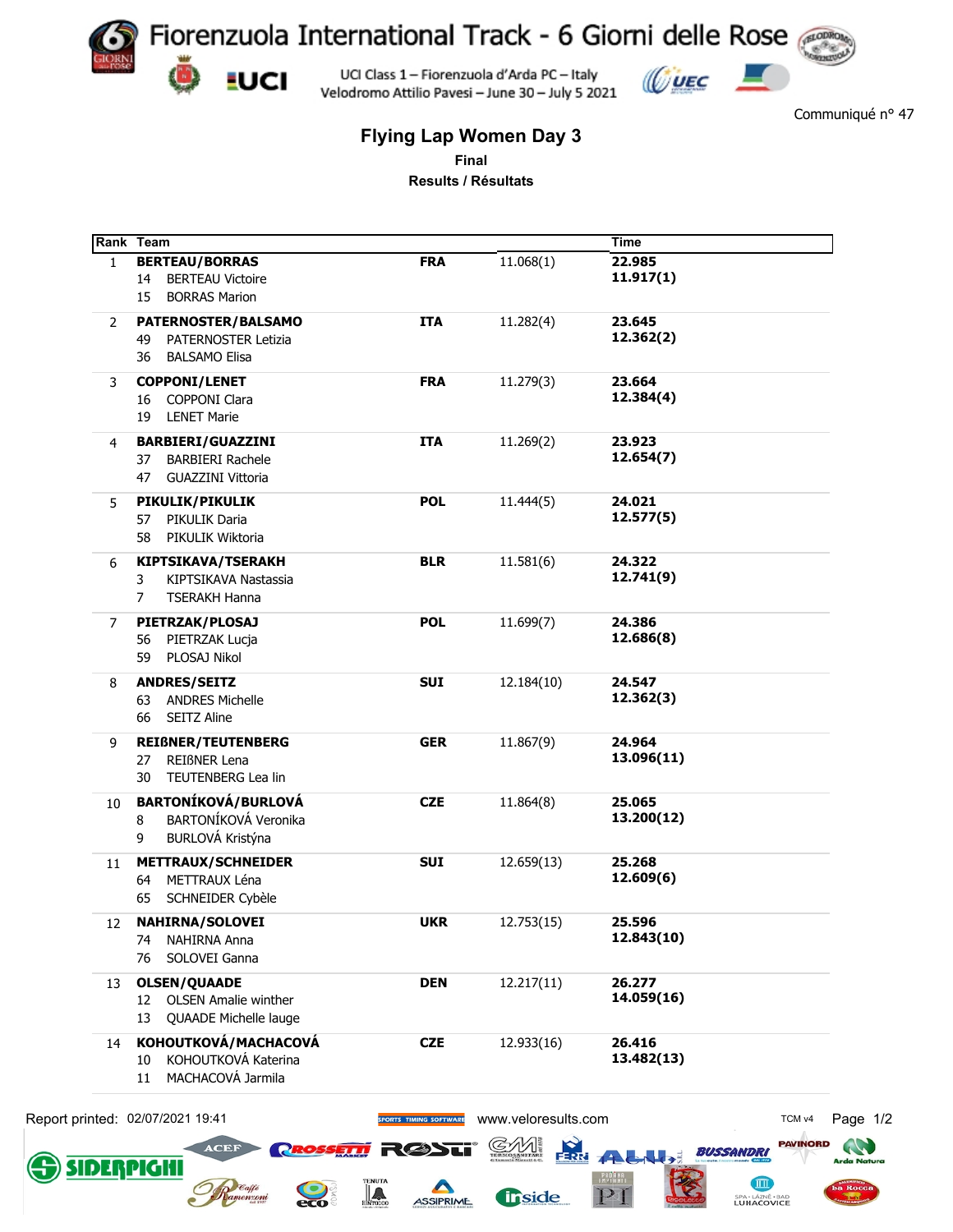# Fiorenzuola International Track - 6 Giorni delle Rose

UCI Class 1 – Fiorenzuola d'Arda PC – Italy
Velodromo Attilio Pavesi – June 30 – July 5 2021

Communiqué n° 47

## Flying Lap Women Day 3

**Final**

**Results / Résultats**

| Rank | Team | | | Time |
|---|---|---|---|---|
| 1 | **BERTEAU/BORRAS**<br>14 BERTEAU Victoire<br>15 BORRAS Marion | **FRA** | 11.068(1) | **22.985**<br>**11.917(1)** |
| 2 | **PATERNOSTER/BALSAMO**<br>49 PATERNOSTER Letizia<br>36 BALSAMO Elisa | **ITA** | 11.282(4) | **23.645**<br>**12.362(2)** |
| 3 | **COPPONI/LENET**<br>16 COPPONI Clara<br>19 LENET Marie | **FRA** | 11.279(3) | **23.664**<br>**12.384(4)** |
| 4 | **BARBIERI/GUAZZINI**<br>37 BARBIERI Rachele<br>47 GUAZZINI Vittoria | **ITA** | 11.269(2) | **23.923**<br>**12.654(7)** |
| 5 | **PIKULIK/PIKULIK**<br>57 PIKULIK Daria<br>58 PIKULIK Wiktoria | **POL** | 11.444(5) | **24.021**<br>**12.577(5)** |
| 6 | **KIPTSIKAVA/TSERAKH**<br>3 KIPTSIKAVA Nastassia<br>7 TSERAKH Hanna | **BLR** | 11.581(6) | **24.322**<br>**12.741(9)** |
| 7 | **PIETRZAK/PLOSAJ**<br>56 PIETRZAK Lucja<br>59 PLOSAJ Nikol | **POL** | 11.699(7) | **24.386**<br>**12.686(8)** |
| 8 | **ANDRES/SEITZ**<br>63 ANDRES Michelle<br>66 SEITZ Aline | **SUI** | 12.184(10) | **24.547**<br>**12.362(3)** |
| 9 | **REIßNER/TEUTENBERG**<br>27 REIßNER Lena<br>30 TEUTENBERG Lea lin | **GER** | 11.867(9) | **24.964**<br>**13.096(11)** |
| 10 | **BARTONÍKOVÁ/BURLOVÁ**<br>8 BARTONÍKOVÁ Veronika<br>9 BURLOVÁ Kristýna | **CZE** | 11.864(8) | **25.065**<br>**13.200(12)** |
| 11 | **METTRAUX/SCHNEIDER**<br>64 METTRAUX Léna<br>65 SCHNEIDER Cybèle | **SUI** | 12.659(13) | **25.268**<br>**12.609(6)** |
| 12 | **NAHIRNA/SOLOVEI**<br>74 NAHIRNA Anna<br>76 SOLOVEI Ganna | **UKR** | 12.753(15) | **25.596**<br>**12.843(10)** |
| 13 | **OLSEN/QUAADE**<br>12 OLSEN Amalie winther<br>13 QUAADE Michelle lauge | **DEN** | 12.217(11) | **26.277**<br>**14.059(16)** |
| 14 | **KOHOUTKOVÁ/MACHACOVÁ**<br>10 KOHOUTKOVÁ Katerina<br>11 MACHACOVÁ Jarmila | **CZE** | 12.933(16) | **26.416**<br>**13.482(13)** |

Report printed: 02/07/2021 19:41 www.veloresults.com TCM v4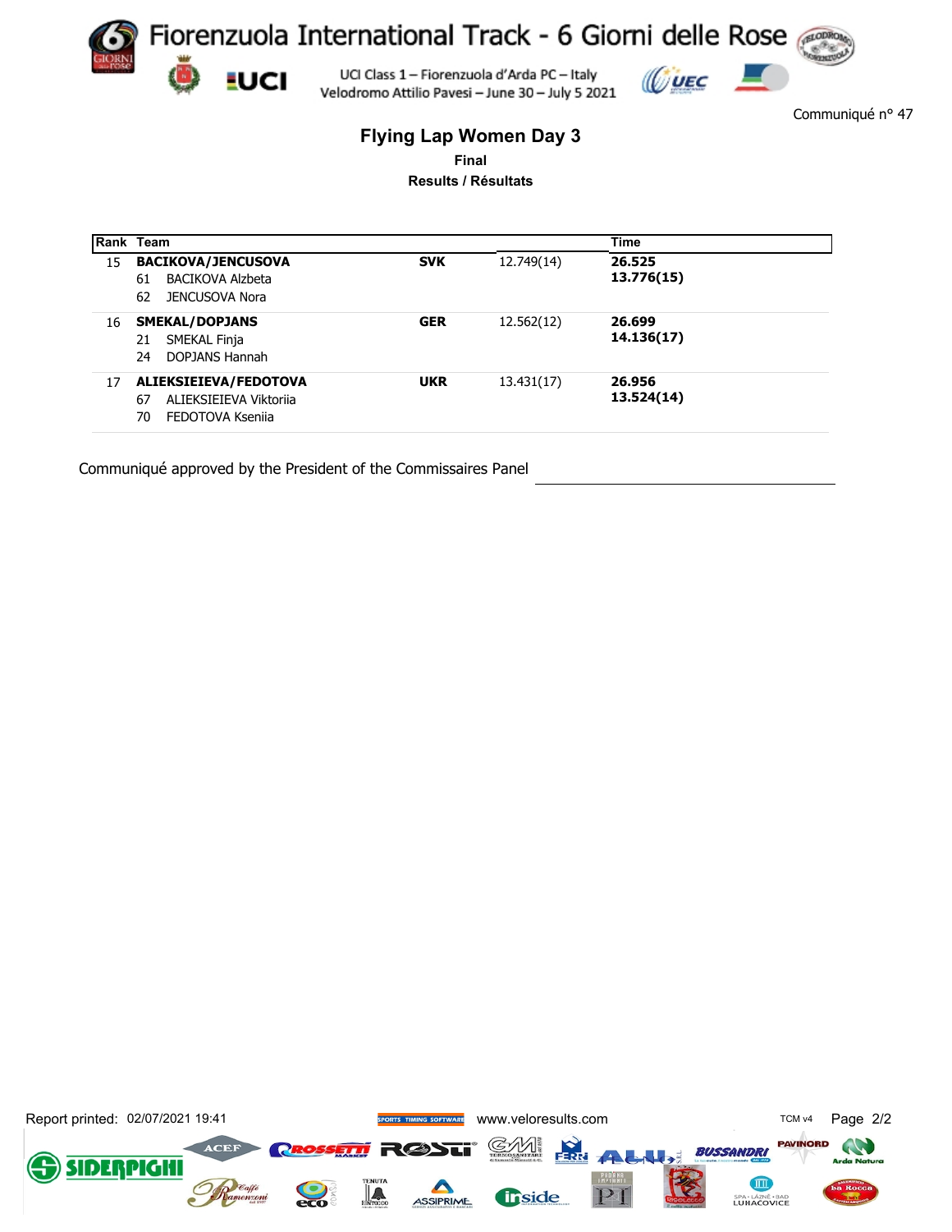Communiqué n° 47

## Flying Lap Women Day 3

**Final**

**Results / Résultats**

| Rank | Team | | | Time |
|---|---|---|---|---|
| 15 | **BACIKOVA/JENCUSOVA** | **SVK** | 12.749(14) | **26.525** |
| | 61 BACIKOVA Alzbeta | | | **13.776(15)** |
| | 62 JENCUSOVA Nora | | | |
| 16 | **SMEKAL/DOPJANS** | **GER** | 12.562(12) | **26.699** |
| | 21 SMEKAL Finja | | | **14.136(17)** |
| | 24 DOPJANS Hannah | | | |
| 17 | **ALIEKSIEIEVA/FEDOTOVA** | **UKR** | 13.431(17) | **26.956** |
| | 67 ALIEKSIEIEVA Viktoriia | | | **13.524(14)** |
| | 70 FEDOTOVA Kseniia | | | |

Communiqué approved by the President of the Commissaires Panel

Report printed: 02/07/2021 19:41